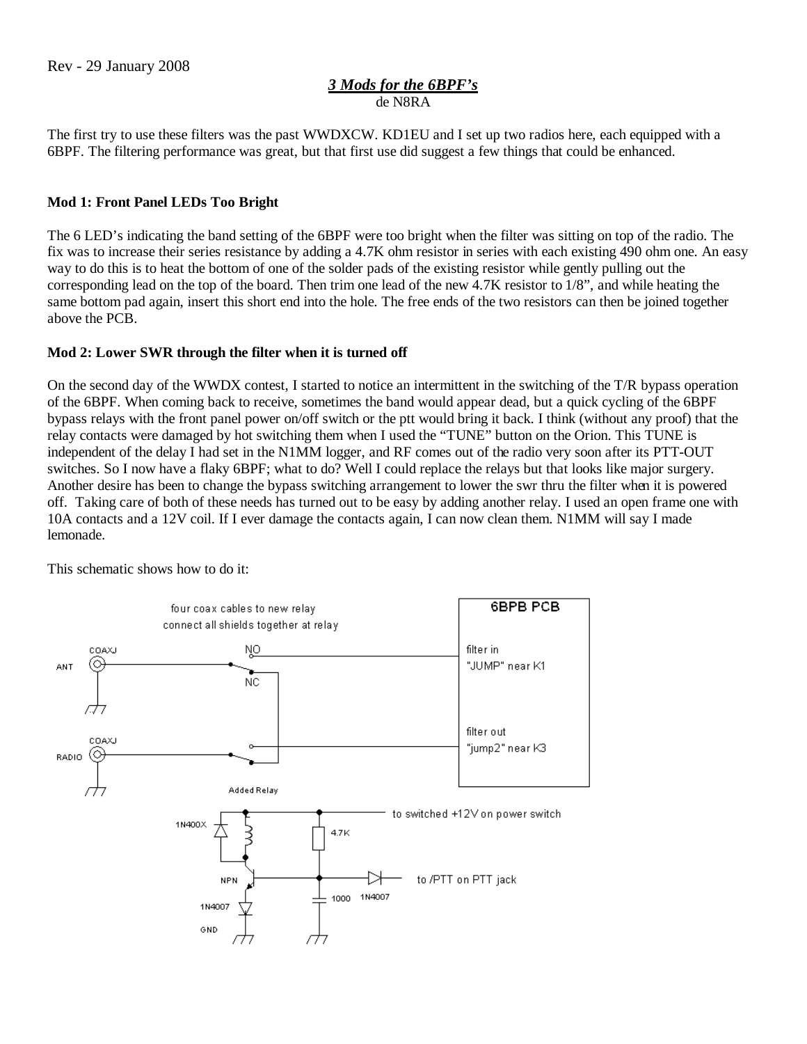Rev - 29 January 2008

## *3 Mods for the 6BPF's*

de N8RA

The first try to use these filters was the past WWDXCW. KD1EU and I set up two radios here, each equipped with a 6BPF. The filtering performance was great, but that first use did suggest a few things that could be enhanced.

### Mod 1: Front Panel LEDs Too Bright

The 6 LED's indicating the band setting of the 6BPF were too bright when the filter was sitting on top of the radio. The fix was to increase their series resistance by adding a 4.7K ohm resistor in series with each existing 490 ohm one. An easy way to do this is to heat the bottom of one of the solder pads of the existing resistor while gently pulling out the corresponding lead on the top of the board. Then trim one lead of the new 4.7K resistor to 1/8", and while heating the same bottom pad again, insert this short end into the hole. The free ends of the two resistors can then be joined together above the PCB.

### Mod 2: Lower SWR through the filter when it is turned off

On the second day of the WWDX contest, I started to notice an intermittent in the switching of the T/R bypass operation of the 6BPF. When coming back to receive, sometimes the band would appear dead, but a quick cycling of the 6BPF bypass relays with the front panel power on/off switch or the ptt would bring it back. I think (without any proof) that the relay contacts were damaged by hot switching them when I used the "TUNE" button on the Orion. This TUNE is independent of the delay I had set in the N1MM logger, and RF comes out of the radio very soon after its PTT-OUT switches. So I now have a flaky 6BPF; what to do? Well I could replace the relays but that looks like major surgery. Another desire has been to change the bypass switching arrangement to lower the swr thru the filter when it is powered off. Taking care of both of these needs has turned out to be easy by adding another relay. I used an open frame one with 10A contacts and a 12V coil. If I ever damage the contacts again, I can now clean them. N1MM will say I made lemonade.

This schematic shows how to do it:

four coax cables to new relay
connect all shields together at relay

COAXJ ANT — NO — NC — filter in "JUMP" near K1

COAXJ RADIO — filter out "jump2" near K3

6BPB PCB

Added Relay

1N400X, NPN, 1N4007, GND, 4.7K, 1000, 1N4007

to switched +12V on power switch

to /PTT on PTT jack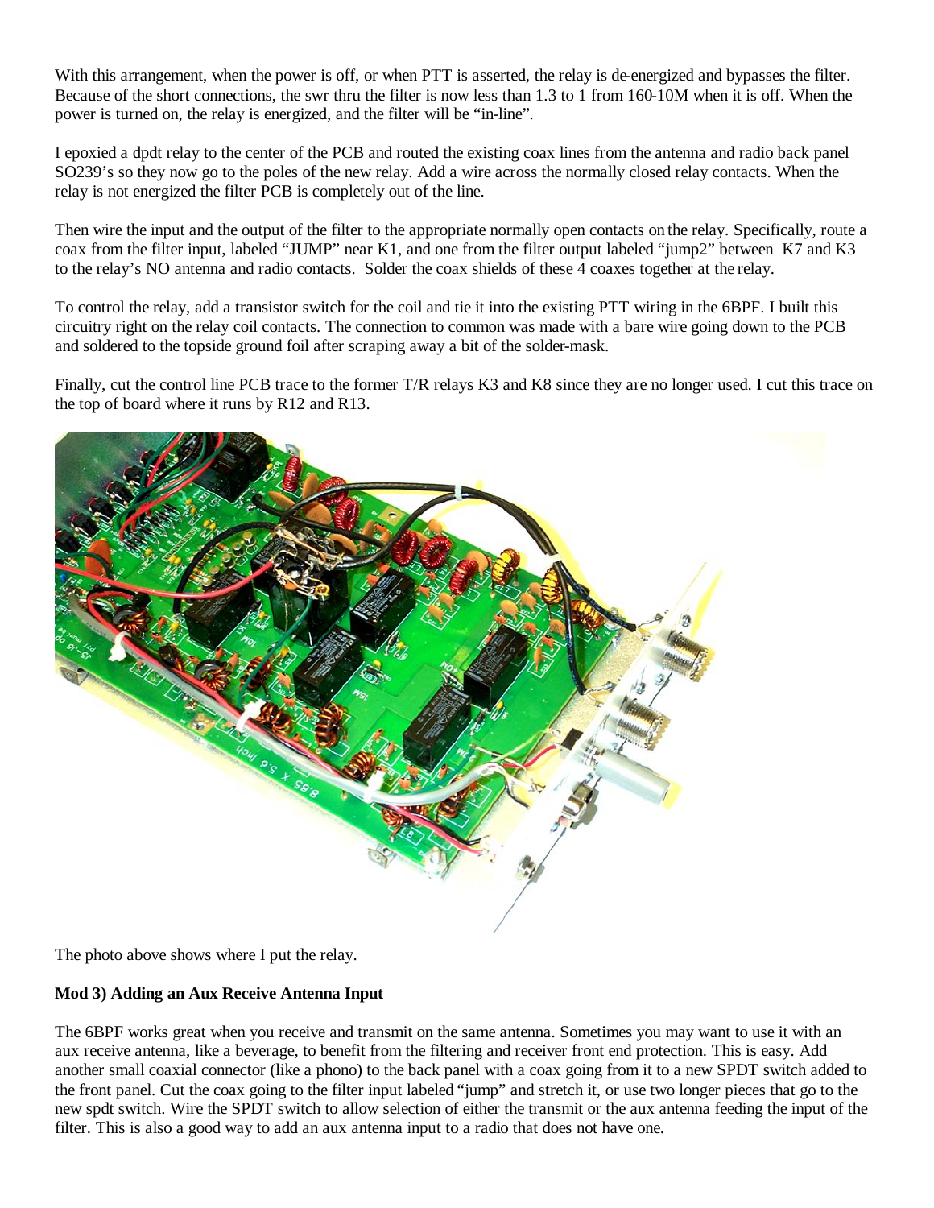With this arrangement, when the power is off, or when PTT is asserted, the relay is de-energized and bypasses the filter. Because of the short connections, the swr thru the filter is now less than 1.3 to 1 from 160-10M when it is off. When the power is turned on, the relay is energized, and the filter will be "in-line".

I epoxied a dpdt relay to the center of the PCB and routed the existing coax lines from the antenna and radio back panel SO239's so they now go to the poles of the new relay. Add a wire across the normally closed relay contacts. When the relay is not energized the filter PCB is completely out of the line.

Then wire the input and the output of the filter to the appropriate normally open contacts on the relay. Specifically, route a coax from the filter input, labeled "JUMP" near K1, and one from the filter output labeled "jump2" between K7 and K3 to the relay's NO antenna and radio contacts. Solder the coax shields of these 4 coaxes together at the relay.

To control the relay, add a transistor switch for the coil and tie it into the existing PTT wiring in the 6BPF. I built this circuitry right on the relay coil contacts. The connection to common was made with a bare wire going down to the PCB and soldered to the topside ground foil after scraping away a bit of the solder-mask.

Finally, cut the control line PCB trace to the former T/R relays K3 and K8 since they are no longer used. I cut this trace on the top of board where it runs by R12 and R13.

The photo above shows where I put the relay.

**Mod 3) Adding an Aux Receive Antenna Input**

The 6BPF works great when you receive and transmit on the same antenna. Sometimes you may want to use it with an aux receive antenna, like a beverage, to benefit from the filtering and receiver front end protection. This is easy. Add another small coaxial connector (like a phono) to the back panel with a coax going from it to a new SPDT switch added to the front panel. Cut the coax going to the filter input labeled "jump" and stretch it, or use two longer pieces that go to the new spdt switch. Wire the SPDT switch to allow selection of either the transmit or the aux antenna feeding the input of the filter. This is also a good way to add an aux antenna input to a radio that does not have one.